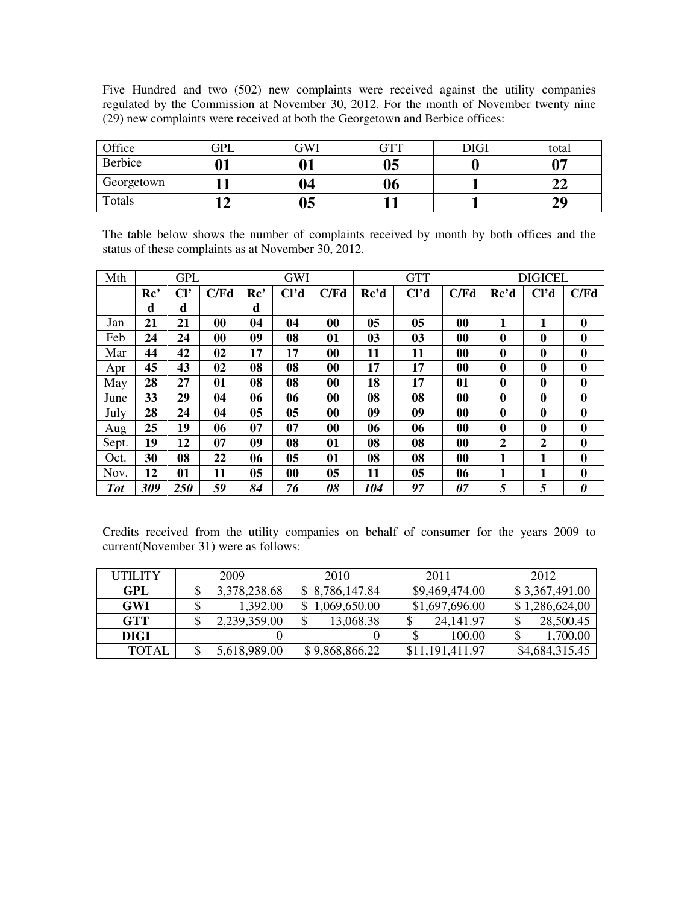Five Hundred and two (502) new complaints were received against the utility companies regulated by the Commission at November 30, 2012. For the month of November twenty nine (29) new complaints were received at both the Georgetown and Berbice offices:

| Office | GPL | GWI | GTT | DIGI | total |
|---|---|---|---|---|---|
| Berbice | **01** | **01** | **05** | **0** | **07** |
| Georgetown | **11** | **04** | **06** | **1** | **22** |
| Totals | **12** | **05** | **11** | **1** | **29** |

The table below shows the number of complaints received by month by both offices and the status of these complaints as at November 30, 2012.

| Mth | GPL | | | GWI | | | GTT | | | DIGICEL | | |
|---|---|---|---|---|---|---|---|---|---|---|---|---|
| | **Rc'd** | **Cl'd** | **C/Fd** | **Rc'd** | **Cl'd** | **C/Fd** | **Rc'd** | **Cl'd** | **C/Fd** | **Rc'd** | **Cl'd** | **C/Fd** |
| Jan | **21** | **21** | **00** | **04** | **04** | **00** | **05** | **05** | **00** | **1** | **1** | **0** |
| Feb | **24** | **24** | **00** | **09** | **08** | **01** | **03** | **03** | **00** | **0** | **0** | **0** |
| Mar | **44** | **42** | **02** | **17** | **17** | **00** | **11** | **11** | **00** | **0** | **0** | **0** |
| Apr | **45** | **43** | **02** | **08** | **08** | **00** | **17** | **17** | **00** | **0** | **0** | **0** |
| May | **28** | **27** | **01** | **08** | **08** | **00** | **18** | **17** | **01** | **0** | **0** | **0** |
| June | **33** | **29** | **04** | **06** | **06** | **00** | **08** | **08** | **00** | **0** | **0** | **0** |
| July | **28** | **24** | **04** | **05** | **05** | **00** | **09** | **09** | **00** | **0** | **0** | **0** |
| Aug | **25** | **19** | **06** | **07** | **07** | **00** | **06** | **06** | **00** | **0** | **0** | **0** |
| Sept. | **19** | **12** | **07** | **09** | **08** | **01** | **08** | **08** | **00** | **2** | **2** | **0** |
| Oct. | **30** | **08** | **22** | **06** | **05** | **01** | **08** | **08** | **00** | **1** | **1** | **0** |
| Nov. | **12** | **01** | **11** | **05** | **00** | **05** | **11** | **05** | **06** | **1** | **1** | **0** |
| ***Tot*** | ***309*** | ***250*** | ***59*** | ***84*** | ***76*** | ***08*** | ***104*** | ***97*** | ***07*** | ***5*** | ***5*** | ***0*** |

Credits received from the utility companies on behalf of consumer for the years 2009 to current(November 31) were as follows:

| UTILITY | 2009 | 2010 | 2011 | 2012 |
|---|---|---|---|---|
| **GPL** | $ 3,378,238.68 | $ 8,786,147.84 | $9,469,474.00 | $ 3,367,491.00 |
| **GWI** | $ 1,392.00 | $ 1,069,650.00 | $1,697,696.00 | $ 1,286,624,00 |
| **GTT** | $ 2,239,359.00 | $ 13,068.38 | $ 24,141.97 | $ 28,500.45 |
| **DIGI** | 0 | 0 | $ 100.00 | $ 1,700.00 |
| TOTAL | $ 5,618,989.00 | $ 9,868,866.22 | $11,191,411.97 | $4,684,315.45 |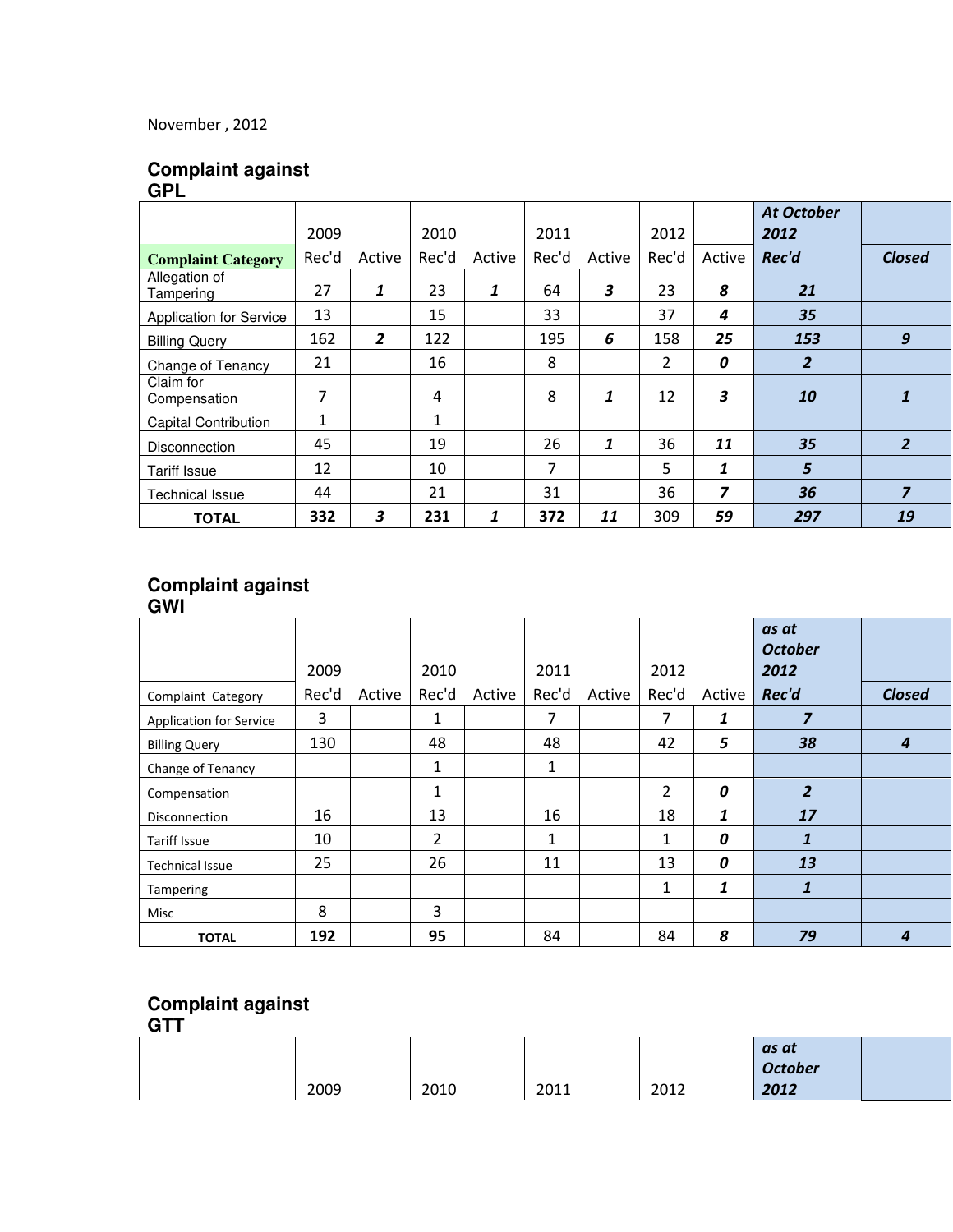November , 2012

## Complaint against GPL

| Complaint Category | 2009 Rec'd | Active | 2010 Rec'd | Active | 2011 Rec'd | Active | 2012 Rec'd | Active | ***At October 2012 Rec'd*** | ***Closed*** |
|---|---|---|---|---|---|---|---|---|---|---|
| Allegation of Tampering | 27 | ***1*** | 23 | ***1*** | 64 | ***3*** | 23 | ***8*** | ***21*** | |
| Application for Service | 13 | | 15 | | 33 | | 37 | ***4*** | ***35*** | |
| Billing Query | 162 | ***2*** | 122 | | 195 | ***6*** | 158 | ***25*** | ***153*** | ***9*** |
| Change of Tenancy | 21 | | 16 | | 8 | | 2 | ***0*** | ***2*** | |
| Claim for Compensation | 7 | | 4 | | 8 | ***1*** | 12 | ***3*** | ***10*** | ***1*** |
| Capital Contribution | 1 | | 1 | | | | | | | |
| Disconnection | 45 | | 19 | | 26 | ***1*** | 36 | ***11*** | ***35*** | ***2*** |
| Tariff Issue | 12 | | 10 | | 7 | | 5 | ***1*** | ***5*** | |
| Technical Issue | 44 | | 21 | | 31 | | 36 | ***7*** | ***36*** | ***7*** |
| **TOTAL** | **332** | ***3*** | **231** | ***1*** | **372** | ***11*** | 309 | ***59*** | ***297*** | ***19*** |

## Complaint against GWI

| Complaint Category | 2009 Rec'd | Active | 2010 Rec'd | Active | 2011 Rec'd | Active | 2012 Rec'd | Active | ***as at October 2012 Rec'd*** | ***Closed*** |
|---|---|---|---|---|---|---|---|---|---|---|
| Application for Service | 3 | | 1 | | 7 | | 7 | ***1*** | ***7*** | |
| Billing Query | 130 | | 48 | | 48 | | 42 | ***5*** | ***38*** | ***4*** |
| Change of Tenancy | | | 1 | | 1 | | | | | |
| Compensation | | | 1 | | | | 2 | ***0*** | ***2*** | |
| Disconnection | 16 | | 13 | | 16 | | 18 | ***1*** | ***17*** | |
| Tariff Issue | 10 | | 2 | | 1 | | 1 | ***0*** | ***1*** | |
| Technical Issue | 25 | | 26 | | 11 | | 13 | ***0*** | ***13*** | |
| Tampering | | | | | | | 1 | ***1*** | ***1*** | |
| Misc | 8 | | 3 | | | | | | | |
| **TOTAL** | **192** | | **95** | | 84 | | 84 | ***8*** | ***79*** | ***4*** |

## Complaint against GTT

| | 2009 | 2010 | 2011 | 2012 | ***as at October 2012*** | |
|---|---|---|---|---|---|---|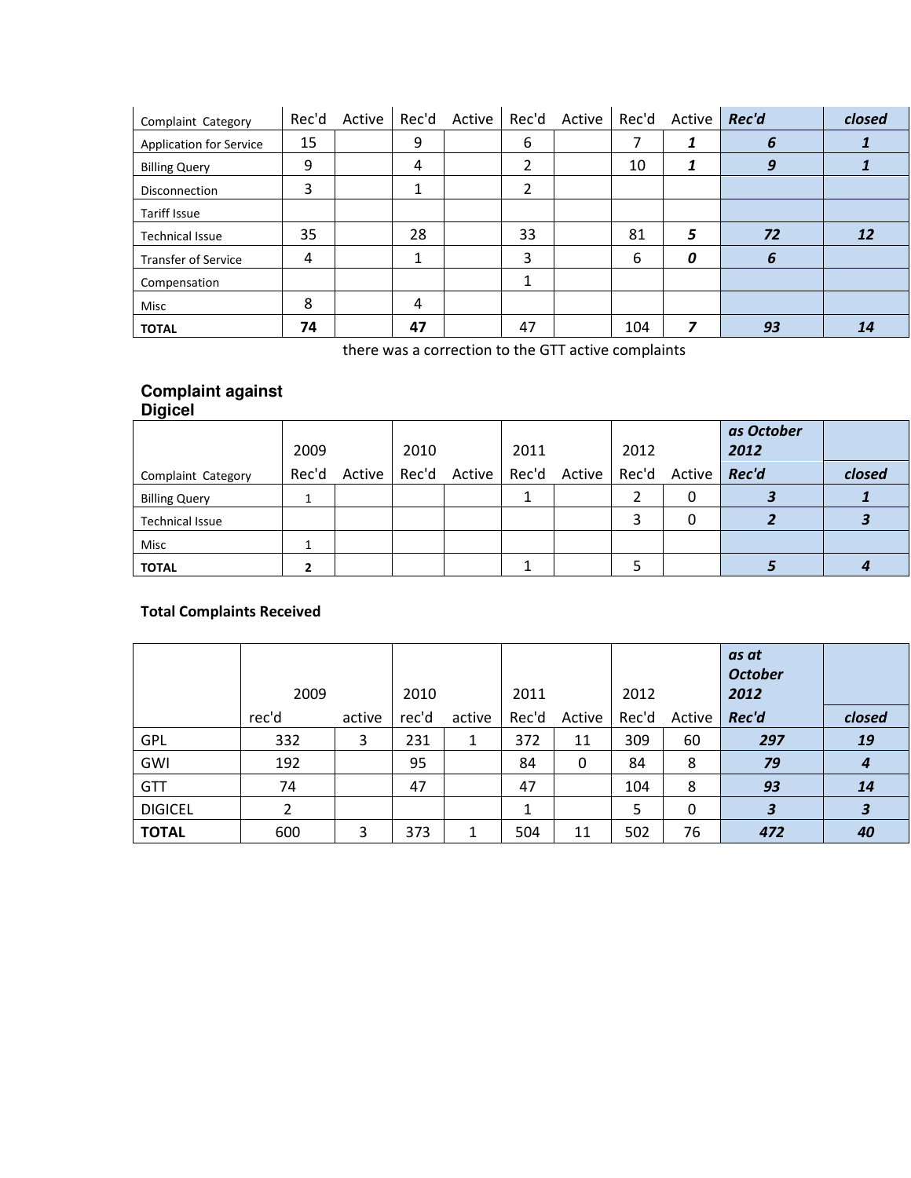| Complaint Category | Rec'd | Active | Rec'd | Active | Rec'd | Active | Rec'd | Active | ***Rec'd*** | ***closed*** |
|---|---|---|---|---|---|---|---|---|---|---|
| Application for Service | 15 | | 9 | | 6 | | 7 | ***1*** | ***6*** | ***1*** |
| Billing Query | 9 | | 4 | | 2 | | 10 | ***1*** | ***9*** | ***1*** |
| Disconnection | 3 | | 1 | | 2 | | | | | |
| Tariff Issue | | | | | | | | | | |
| Technical Issue | 35 | | 28 | | 33 | | 81 | ***5*** | ***72*** | ***12*** |
| Transfer of Service | 4 | | 1 | | 3 | | 6 | ***0*** | ***6*** | |
| Compensation | | | | | 1 | | | | | |
| Misc | 8 | | 4 | | | | | | | |
| **TOTAL** | **74** | | **47** | | 47 | | 104 | ***7*** | ***93*** | ***14*** |

there was a correction to the GTT active complaints

### Complaint against Digicel

| | 2009 | | 2010 | | 2011 | | 2012 | | ***as October 2012*** | |
|---|---|---|---|---|---|---|---|---|---|---|
| Complaint Category | Rec'd | Active | Rec'd | Active | Rec'd | Active | Rec'd | Active | ***Rec'd*** | ***closed*** |
| Billing Query | 1 | | | | 1 | | 2 | 0 | ***3*** | ***1*** |
| Technical Issue | | | | | | | 3 | 0 | ***2*** | ***3*** |
| Misc | 1 | | | | | | | | | |
| **TOTAL** | **2** | | | | 1 | | 5 | | ***5*** | ***4*** |

**Total Complaints Received**

| | 2009 | | 2010 | | 2011 | | 2012 | | ***as at October 2012*** | |
|---|---|---|---|---|---|---|---|---|---|---|
| | rec'd | active | rec'd | active | Rec'd | Active | Rec'd | Active | ***Rec'd*** | ***closed*** |
| GPL | 332 | 3 | 231 | 1 | 372 | 11 | 309 | 60 | ***297*** | ***19*** |
| GWI | 192 | | 95 | | 84 | 0 | 84 | 8 | ***79*** | ***4*** |
| GTT | 74 | | 47 | | 47 | | 104 | 8 | ***93*** | ***14*** |
| DIGICEL | 2 | | | | 1 | | 5 | 0 | ***3*** | ***3*** |
| **TOTAL** | 600 | 3 | 373 | 1 | 504 | 11 | 502 | 76 | ***472*** | ***40*** |